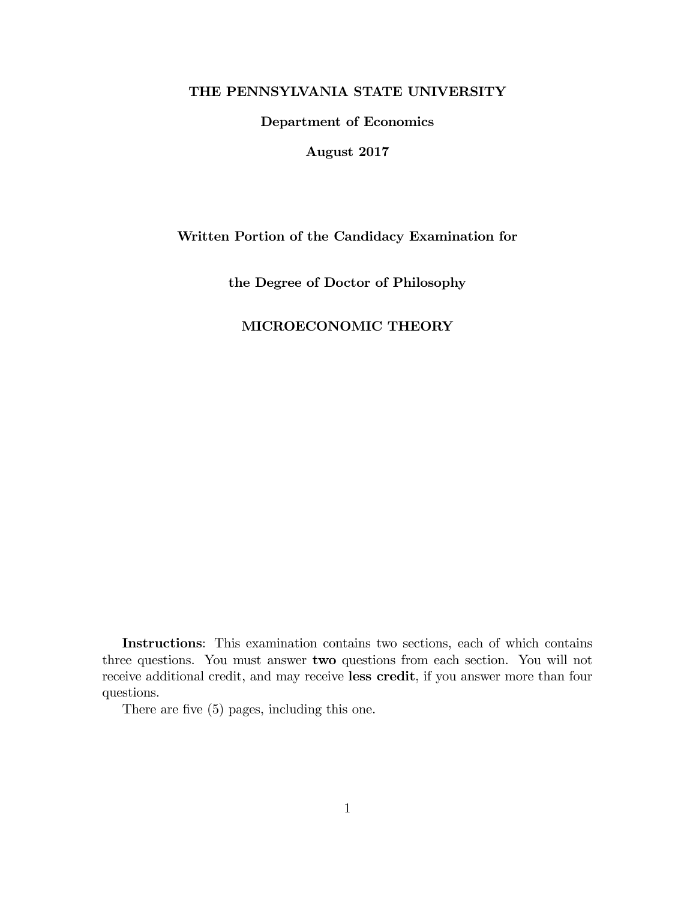**THE PENNSYLVANIA STATE UNIVERSITY**

**Department of Economics**

**August 2017**

**Written Portion of the Candidacy Examination for**

**the Degree of Doctor of Philosophy**

**MICROECONOMIC THEORY**

**Instructions**: This examination contains two sections, each of which contains three questions. You must answer **two** questions from each section. You will not receive additional credit, and may receive **less credit**, if you answer more than four questions.

There are five (5) pages, including this one.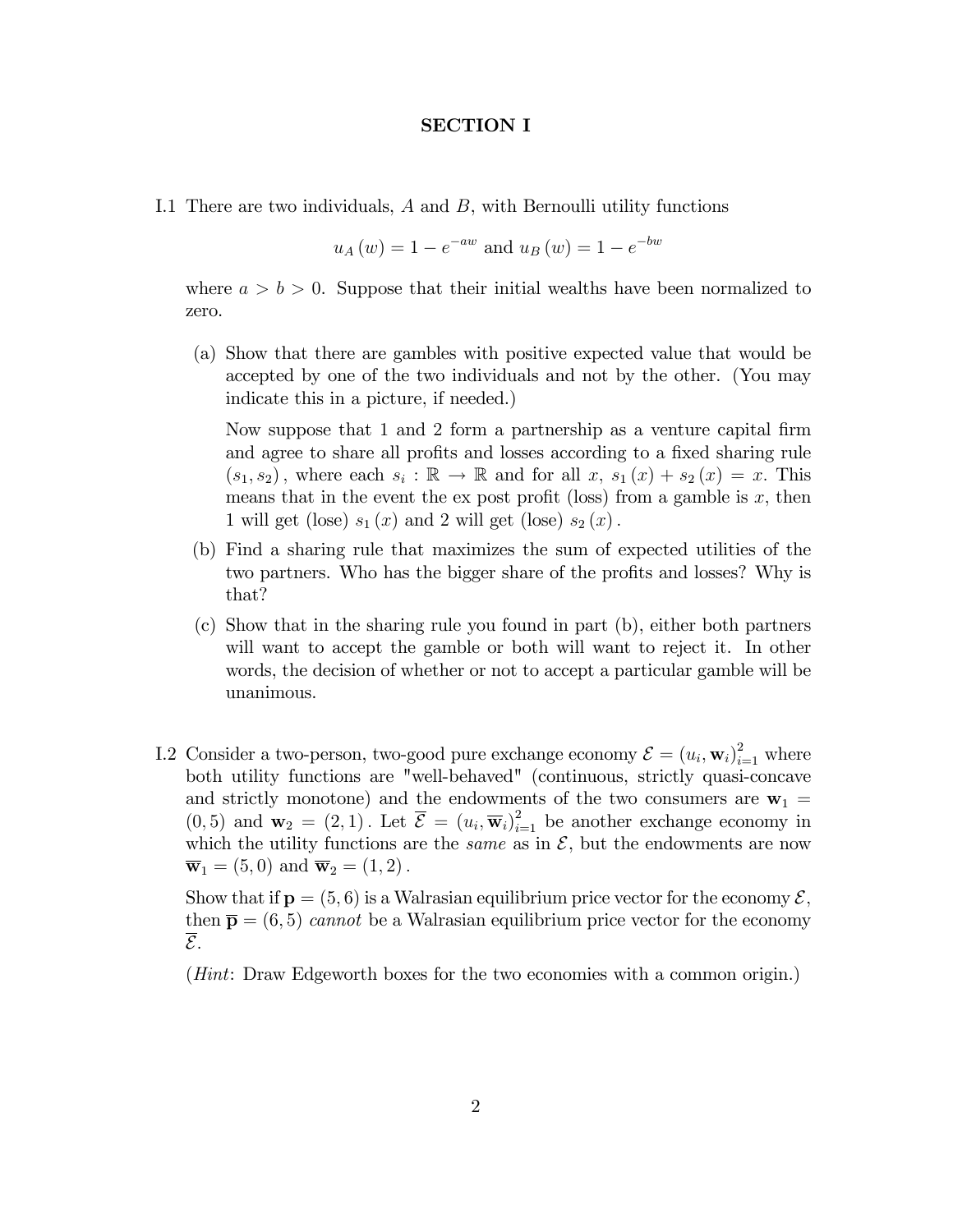## SECTION I

I.1 There are two individuals, $A$ and $B$, with Bernoulli utility functions

$$u_A(w) = 1 - e^{-aw} \text{ and } u_B(w) = 1 - e^{-bw}$$

where $a > b > 0$. Suppose that their initial wealths have been normalized to zero.

(a) Show that there are gambles with positive expected value that would be accepted by one of the two individuals and not by the other. (You may indicate this in a picture, if needed.)

Now suppose that 1 and 2 form a partnership as a venture capital firm and agree to share all profits and losses according to a fixed sharing rule $(s_1, s_2)$, where each $s_i : \mathbb{R} \to \mathbb{R}$ and for all $x$, $s_1(x) + s_2(x) = x$. This means that in the event the ex post profit (loss) from a gamble is $x$, then 1 will get (lose) $s_1(x)$ and 2 will get (lose) $s_2(x)$.

(b) Find a sharing rule that maximizes the sum of expected utilities of the two partners. Who has the bigger share of the profits and losses? Why is that?

(c) Show that in the sharing rule you found in part (b), either both partners will want to accept the gamble or both will want to reject it. In other words, the decision of whether or not to accept a particular gamble will be unanimous.

I.2 Consider a two-person, two-good pure exchange economy $\mathcal{E} = (u_i, \mathbf{w}_i)_{i=1}^2$ where both utility functions are "well-behaved" (continuous, strictly quasi-concave and strictly monotone) and the endowments of the two consumers are $\mathbf{w}_1 = (0, 5)$ and $\mathbf{w}_2 = (2, 1)$. Let $\overline{\mathcal{E}} = (u_i, \overline{\mathbf{w}}_i)_{i=1}^2$ be another exchange economy in which the utility functions are the *same* as in $\mathcal{E}$, but the endowments are now $\overline{\mathbf{w}}_1 = (5, 0)$ and $\overline{\mathbf{w}}_2 = (1, 2)$.

Show that if $\mathbf{p} = (5, 6)$ is a Walrasian equilibrium price vector for the economy $\mathcal{E}$, then $\overline{\mathbf{p}} = (6, 5)$ *cannot* be a Walrasian equilibrium price vector for the economy $\overline{\mathcal{E}}$.

(*Hint*: Draw Edgeworth boxes for the two economies with a common origin.)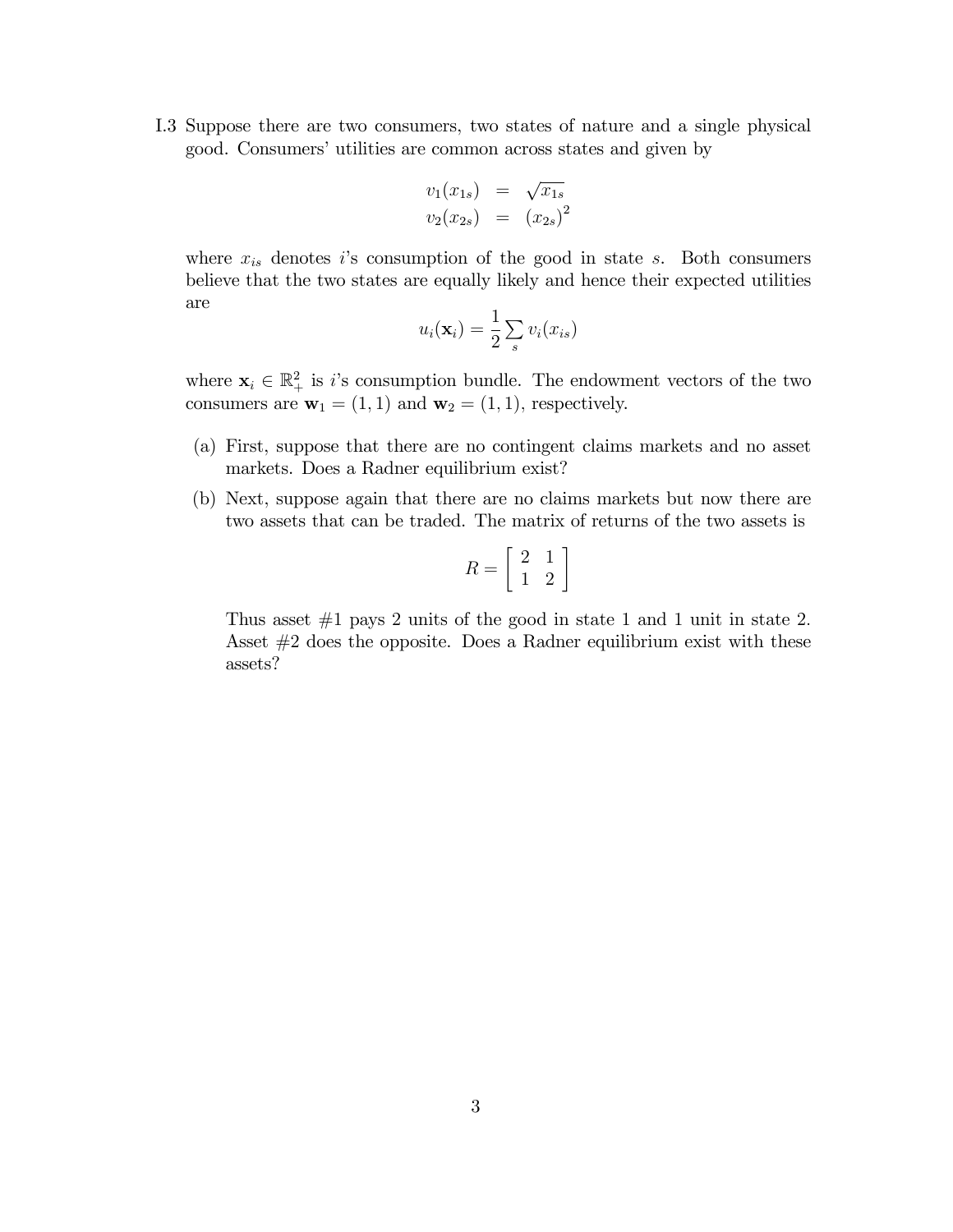I.3 Suppose there are two consumers, two states of nature and a single physical good. Consumers' utilities are common across states and given by

$$
\begin{aligned}
v_1(x_{1s}) &= \sqrt{x_{1s}} \\
v_2(x_{2s}) &= (x_{2s})^2
\end{aligned}
$$

where $x_{is}$ denotes $i$'s consumption of the good in state $s$. Both consumers believe that the two states are equally likely and hence their expected utilities are

$$
u_i(\mathbf{x}_i) = \frac{1}{2} \sum_s v_i(x_{is})
$$

where $\mathbf{x}_i \in \mathbb{R}^2_+$ is $i$'s consumption bundle. The endowment vectors of the two consumers are $\mathbf{w}_1 = (1, 1)$ and $\mathbf{w}_2 = (1, 1)$, respectively.

(a) First, suppose that there are no contingent claims markets and no asset markets. Does a Radner equilibrium exist?

(b) Next, suppose again that there are no claims markets but now there are two assets that can be traded. The matrix of returns of the two assets is

$$
R = \begin{bmatrix} 2 & 1 \\ 1 & 2 \end{bmatrix}
$$

Thus asset #1 pays 2 units of the good in state 1 and 1 unit in state 2. Asset #2 does the opposite. Does a Radner equilibrium exist with these assets?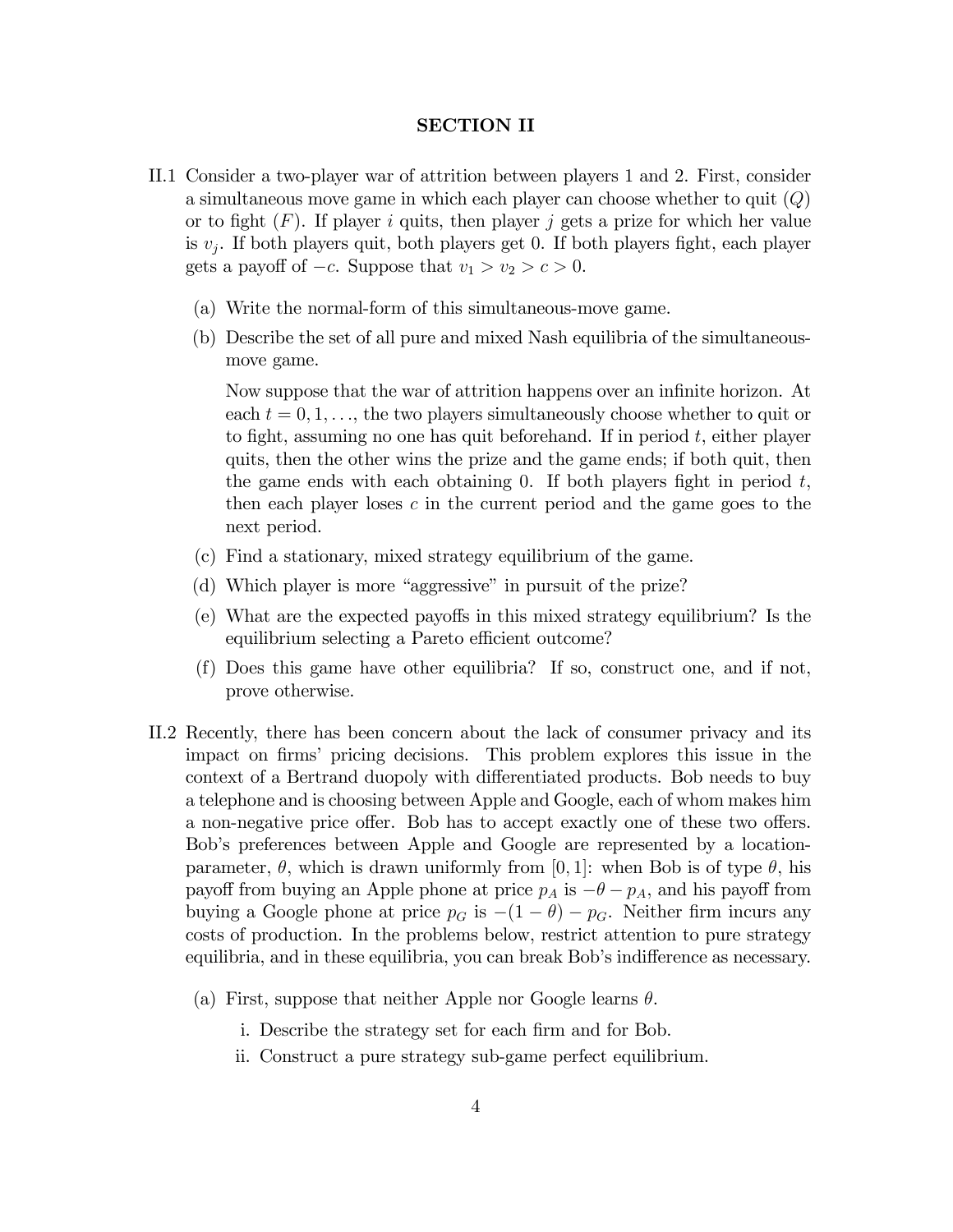## SECTION II

II.1 Consider a two-player war of attrition between players 1 and 2. First, consider a simultaneous move game in which each player can choose whether to quit ($Q$) or to fight ($F$). If player $i$ quits, then player $j$ gets a prize for which her value is $v_j$. If both players quit, both players get 0. If both players fight, each player gets a payoff of $-c$. Suppose that $v_1 > v_2 > c > 0$.

(a) Write the normal-form of this simultaneous-move game.

(b) Describe the set of all pure and mixed Nash equilibria of the simultaneous-move game.

Now suppose that the war of attrition happens over an infinite horizon. At each $t = 0, 1, \ldots$, the two players simultaneously choose whether to quit or to fight, assuming no one has quit beforehand. If in period $t$, either player quits, then the other wins the prize and the game ends; if both quit, then the game ends with each obtaining 0. If both players fight in period $t$, then each player loses $c$ in the current period and the game goes to the next period.

(c) Find a stationary, mixed strategy equilibrium of the game.

(d) Which player is more "aggressive" in pursuit of the prize?

(e) What are the expected payoffs in this mixed strategy equilibrium? Is the equilibrium selecting a Pareto efficient outcome?

(f) Does this game have other equilibria? If so, construct one, and if not, prove otherwise.

II.2 Recently, there has been concern about the lack of consumer privacy and its impact on firms' pricing decisions. This problem explores this issue in the context of a Bertrand duopoly with differentiated products. Bob needs to buy a telephone and is choosing between Apple and Google, each of whom makes him a non-negative price offer. Bob has to accept exactly one of these two offers. Bob's preferences between Apple and Google are represented by a location-parameter, $\theta$, which is drawn uniformly from $[0, 1]$: when Bob is of type $\theta$, his payoff from buying an Apple phone at price $p_A$ is $-\theta - p_A$, and his payoff from buying a Google phone at price $p_G$ is $-(1 - \theta) - p_G$. Neither firm incurs any costs of production. In the problems below, restrict attention to pure strategy equilibria, and in these equilibria, you can break Bob's indifference as necessary.

(a) First, suppose that neither Apple nor Google learns $\theta$.

i. Describe the strategy set for each firm and for Bob.

ii. Construct a pure strategy sub-game perfect equilibrium.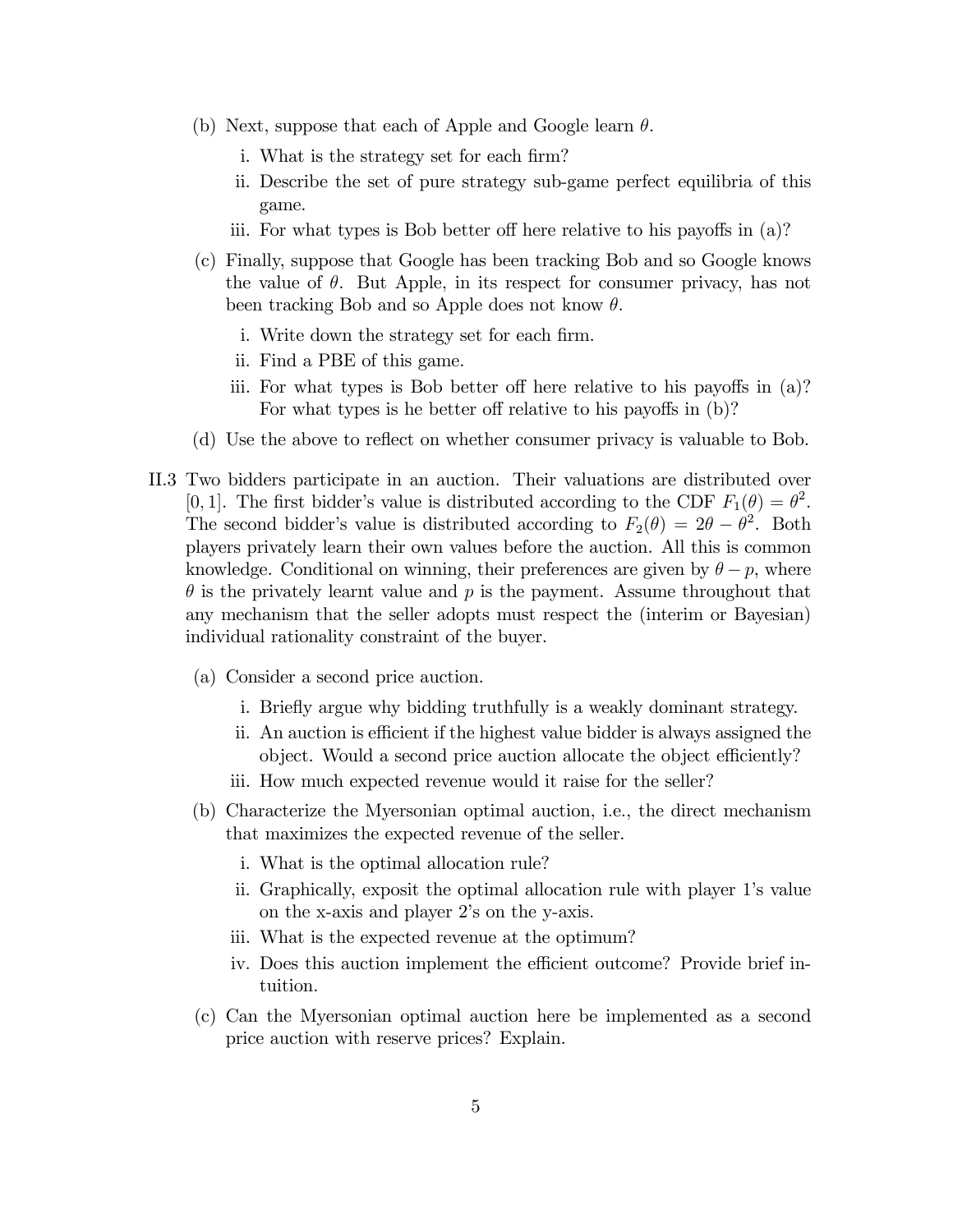(b) Next, suppose that each of Apple and Google learn $\theta$.

   i. What is the strategy set for each firm?

   ii. Describe the set of pure strategy sub-game perfect equilibria of this game.

   iii. For what types is Bob better off here relative to his payoffs in (a)?

(c) Finally, suppose that Google has been tracking Bob and so Google knows the value of $\theta$. But Apple, in its respect for consumer privacy, has not been tracking Bob and so Apple does not know $\theta$.

   i. Write down the strategy set for each firm.

   ii. Find a PBE of this game.

   iii. For what types is Bob better off here relative to his payoffs in (a)? For what types is he better off relative to his payoffs in (b)?

(d) Use the above to reflect on whether consumer privacy is valuable to Bob.

II.3 Two bidders participate in an auction. Their valuations are distributed over $[0, 1]$. The first bidder's value is distributed according to the CDF $F_1(\theta) = \theta^2$. The second bidder's value is distributed according to $F_2(\theta) = 2\theta - \theta^2$. Both players privately learn their own values before the auction. All this is common knowledge. Conditional on winning, their preferences are given by $\theta - p$, where $\theta$ is the privately learnt value and $p$ is the payment. Assume throughout that any mechanism that the seller adopts must respect the (interim or Bayesian) individual rationality constraint of the buyer.

(a) Consider a second price auction.

   i. Briefly argue why bidding truthfully is a weakly dominant strategy.

   ii. An auction is efficient if the highest value bidder is always assigned the object. Would a second price auction allocate the object efficiently?

   iii. How much expected revenue would it raise for the seller?

(b) Characterize the Myersonian optimal auction, i.e., the direct mechanism that maximizes the expected revenue of the seller.

   i. What is the optimal allocation rule?

   ii. Graphically, exposit the optimal allocation rule with player 1's value on the x-axis and player 2's on the y-axis.

   iii. What is the expected revenue at the optimum?

   iv. Does this auction implement the efficient outcome? Provide brief intuition.

(c) Can the Myersonian optimal auction here be implemented as a second price auction with reserve prices? Explain.